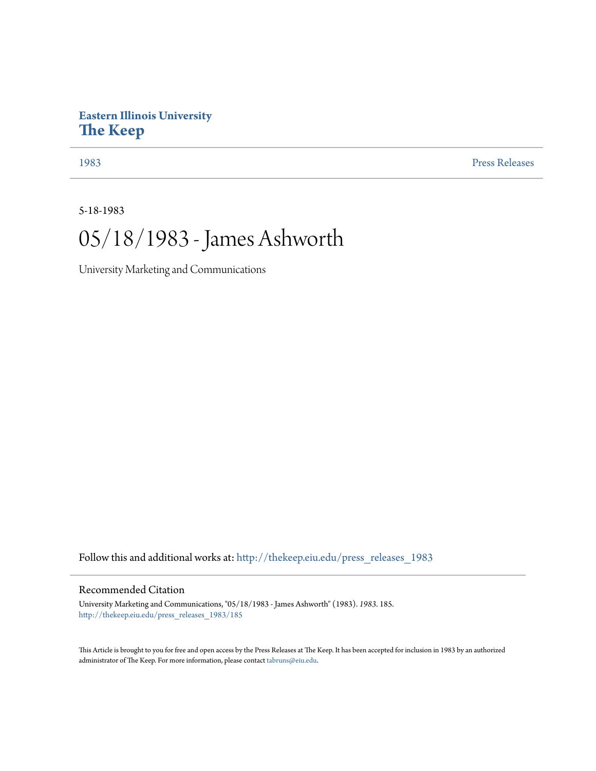**Eastern Illinois University**
**The Keep**

1983 | Press Releases

5-18-1983

# 05/18/1983 - James Ashworth

University Marketing and Communications

Follow this and additional works at: http://thekeep.eiu.edu/press_releases_1983

## Recommended Citation

University Marketing and Communications, "05/18/1983 - James Ashworth" (1983). *1983*. 185.
http://thekeep.eiu.edu/press_releases_1983/185

This Article is brought to you for free and open access by the Press Releases at The Keep. It has been accepted for inclusion in 1983 by an authorized administrator of The Keep. For more information, please contact tabruns@eiu.edu.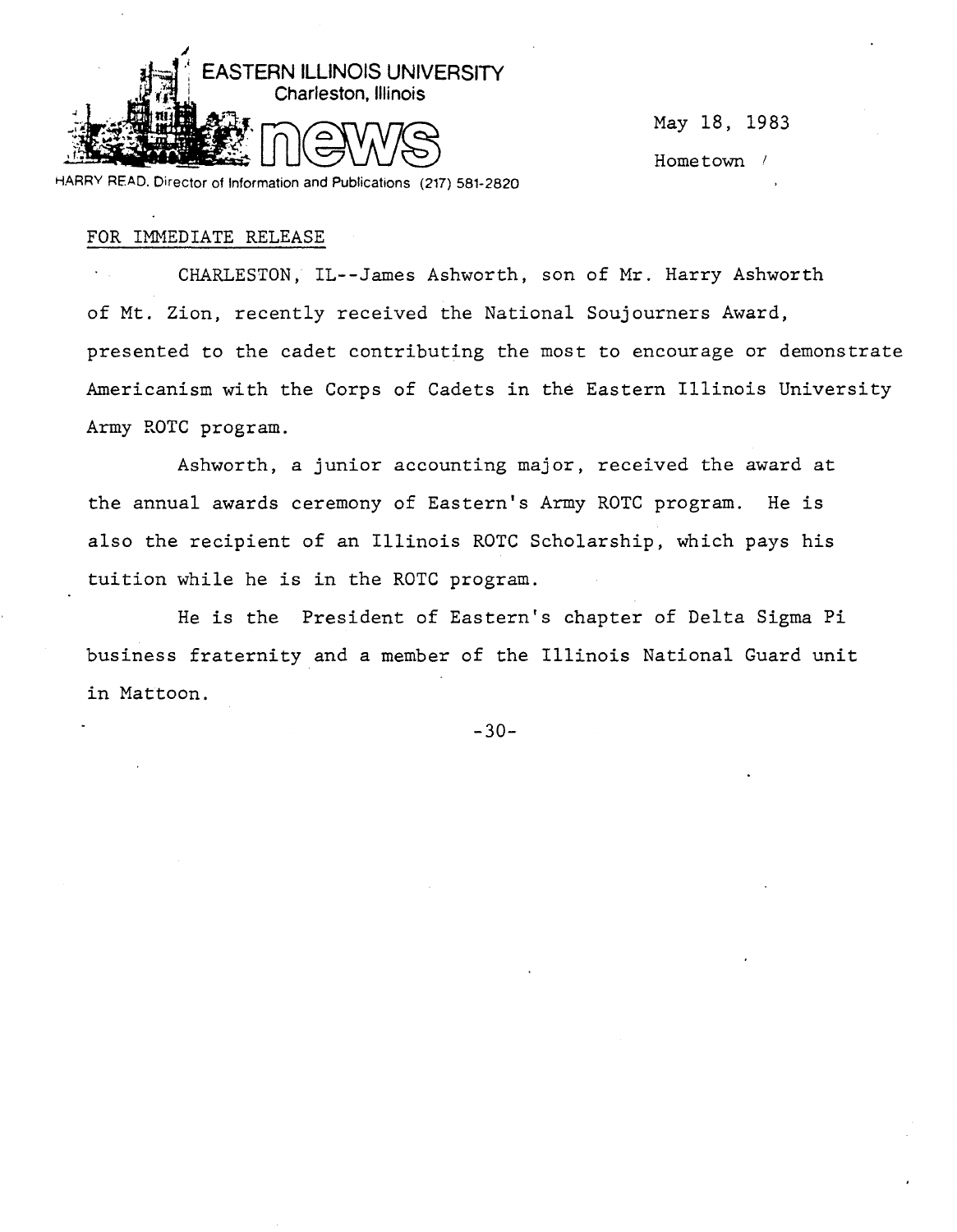EASTERN ILLINOIS UNIVERSITY
Charleston, Illinois

news

HARRY READ, Director of Information and Publications (217) 581-2820

May 18, 1983

Hometown

FOR IMMEDIATE RELEASE

CHARLESTON, IL--James Ashworth, son of Mr. Harry Ashworth of Mt. Zion, recently received the National Soujourners Award, presented to the cadet contributing the most to encourage or demonstrate Americanism with the Corps of Cadets in the Eastern Illinois University Army ROTC program.

Ashworth, a junior accounting major, received the award at the annual awards ceremony of Eastern's Army ROTC program. He is also the recipient of an Illinois ROTC Scholarship, which pays his tuition while he is in the ROTC program.

He is the President of Eastern's chapter of Delta Sigma Pi business fraternity and a member of the Illinois National Guard unit in Mattoon.

-30-